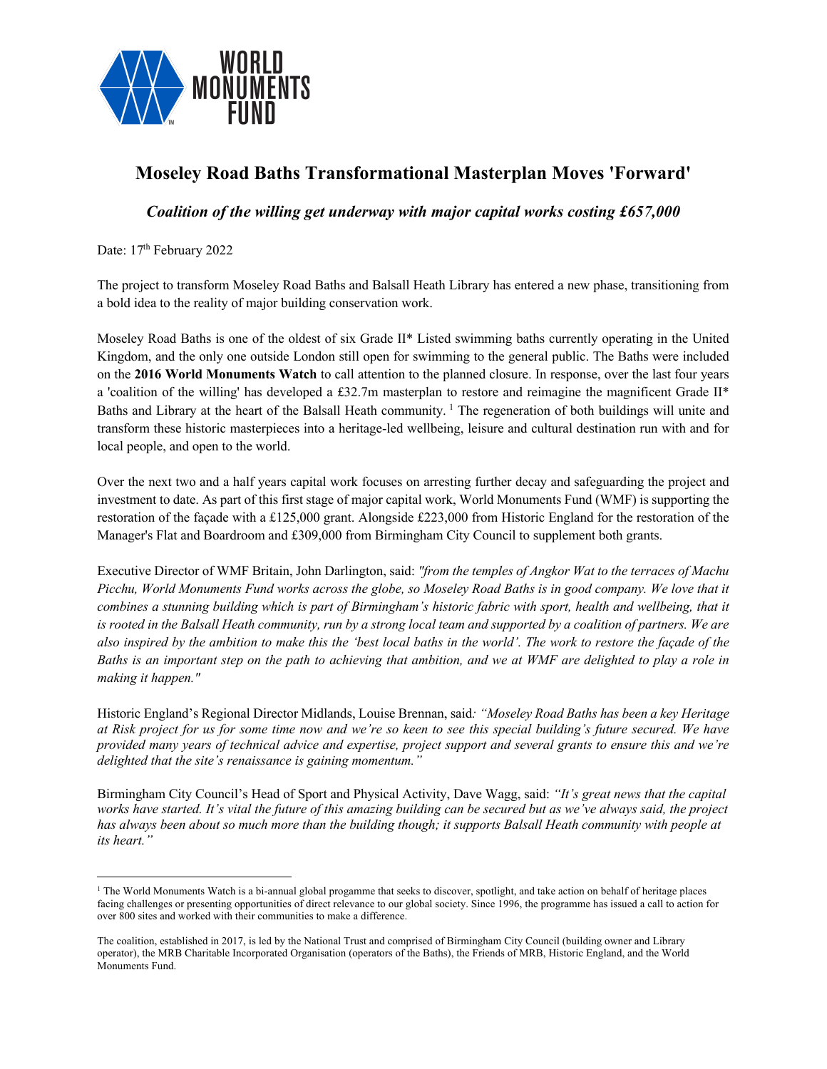WORLD MONUMENTS FUND

# Moseley Road Baths Transformational Masterplan Moves 'Forward'

***Coalition of the willing get underway with major capital works costing £657,000***

Date: 17th February 2022

The project to transform Moseley Road Baths and Balsall Heath Library has entered a new phase, transitioning from a bold idea to the reality of major building conservation work.

Moseley Road Baths is one of the oldest of six Grade II* Listed swimming baths currently operating in the United Kingdom, and the only one outside London still open for swimming to the general public. The Baths were included on the **2016 World Monuments Watch** to call attention to the planned closure. In response, over the last four years a 'coalition of the willing' has developed a £32.7m masterplan to restore and reimagine the magnificent Grade II* Baths and Library at the heart of the Balsall Heath community. [1] The regeneration of both buildings will unite and transform these historic masterpieces into a heritage-led wellbeing, leisure and cultural destination run with and for local people, and open to the world.

Over the next two and a half years capital work focuses on arresting further decay and safeguarding the project and investment to date. As part of this first stage of major capital work, World Monuments Fund (WMF) is supporting the restoration of the façade with a £125,000 grant. Alongside £223,000 from Historic England for the restoration of the Manager's Flat and Boardroom and £309,000 from Birmingham City Council to supplement both grants.

Executive Director of WMF Britain, John Darlington, said: *"from the temples of Angkor Wat to the terraces of Machu Picchu, World Monuments Fund works across the globe, so Moseley Road Baths is in good company. We love that it combines a stunning building which is part of Birmingham's historic fabric with sport, health and wellbeing, that it is rooted in the Balsall Heath community, run by a strong local team and supported by a coalition of partners. We are also inspired by the ambition to make this the 'best local baths in the world'. The work to restore the façade of the Baths is an important step on the path to achieving that ambition, and we at WMF are delighted to play a role in making it happen."*

Historic England's Regional Director Midlands, Louise Brennan, said: *"Moseley Road Baths has been a key Heritage at Risk project for us for some time now and we're so keen to see this special building's future secured. We have provided many years of technical advice and expertise, project support and several grants to ensure this and we're delighted that the site's renaissance is gaining momentum."*

Birmingham City Council's Head of Sport and Physical Activity, Dave Wagg, said: *"It's great news that the capital works have started. It's vital the future of this amazing building can be secured but as we've always said, the project has always been about so much more than the building though; it supports Balsall Heath community with people at its heart."*

---

[1] The World Monuments Watch is a bi-annual global progamme that seeks to discover, spotlight, and take action on behalf of heritage places facing challenges or presenting opportunities of direct relevance to our global society. Since 1996, the programme has issued a call to action for over 800 sites and worked with their communities to make a difference.

The coalition, established in 2017, is led by the National Trust and comprised of Birmingham City Council (building owner and Library operator), the MRB Charitable Incorporated Organisation (operators of the Baths), the Friends of MRB, Historic England, and the World Monuments Fund.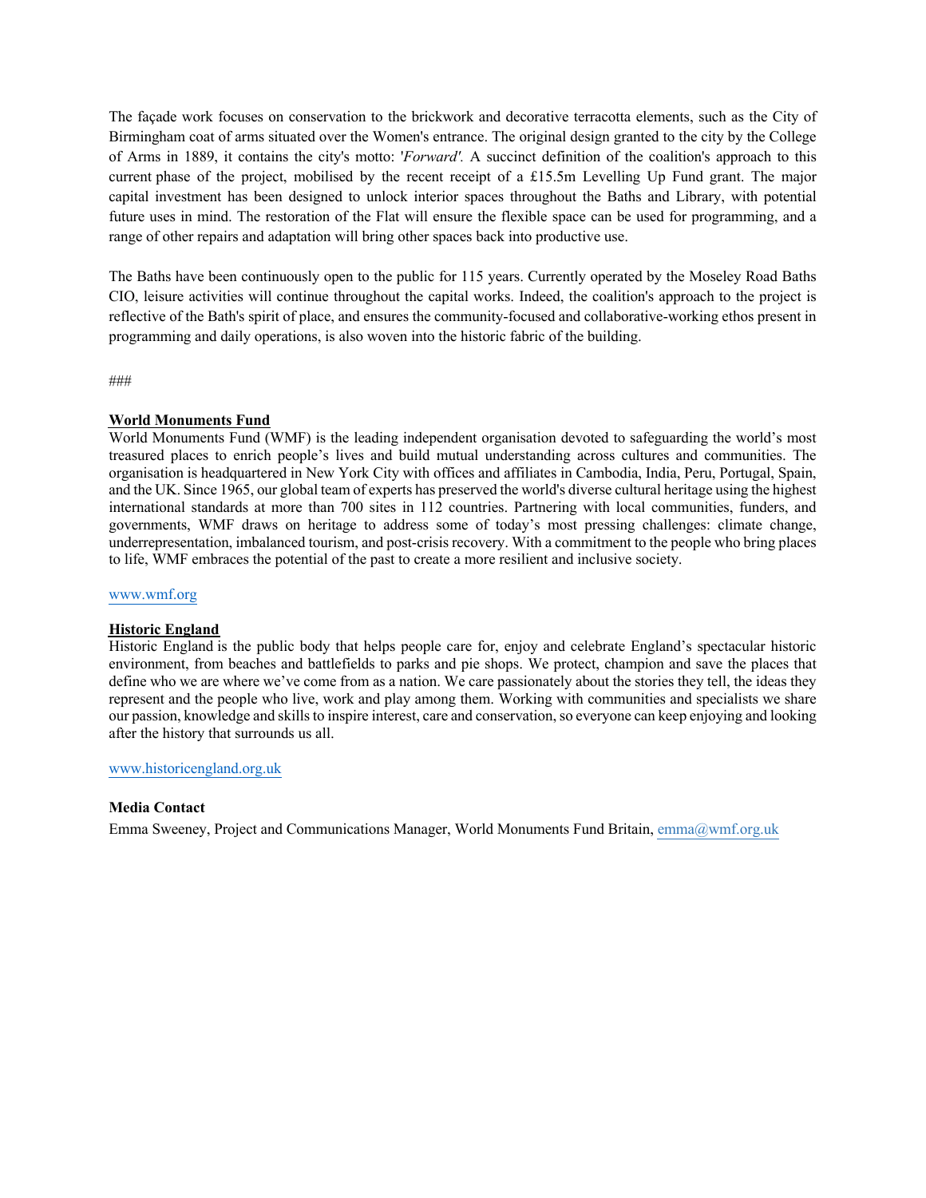The façade work focuses on conservation to the brickwork and decorative terracotta elements, such as the City of Birmingham coat of arms situated over the Women's entrance. The original design granted to the city by the College of Arms in 1889, it contains the city's motto: '*Forward'.* A succinct definition of the coalition's approach to this current phase of the project, mobilised by the recent receipt of a £15.5m Levelling Up Fund grant. The major capital investment has been designed to unlock interior spaces throughout the Baths and Library, with potential future uses in mind. The restoration of the Flat will ensure the flexible space can be used for programming, and a range of other repairs and adaptation will bring other spaces back into productive use.

The Baths have been continuously open to the public for 115 years. Currently operated by the Moseley Road Baths CIO, leisure activities will continue throughout the capital works. Indeed, the coalition's approach to the project is reflective of the Bath's spirit of place, and ensures the community-focused and collaborative-working ethos present in programming and daily operations, is also woven into the historic fabric of the building.

###

**World Monuments Fund**

World Monuments Fund (WMF) is the leading independent organisation devoted to safeguarding the world's most treasured places to enrich people's lives and build mutual understanding across cultures and communities. The organisation is headquartered in New York City with offices and affiliates in Cambodia, India, Peru, Portugal, Spain, and the UK. Since 1965, our global team of experts has preserved the world's diverse cultural heritage using the highest international standards at more than 700 sites in 112 countries. Partnering with local communities, funders, and governments, WMF draws on heritage to address some of today's most pressing challenges: climate change, underrepresentation, imbalanced tourism, and post-crisis recovery. With a commitment to the people who bring places to life, WMF embraces the potential of the past to create a more resilient and inclusive society.

www.wmf.org

**Historic England**

Historic England is the public body that helps people care for, enjoy and celebrate England's spectacular historic environment, from beaches and battlefields to parks and pie shops. We protect, champion and save the places that define who we are where we've come from as a nation. We care passionately about the stories they tell, the ideas they represent and the people who live, work and play among them. Working with communities and specialists we share our passion, knowledge and skills to inspire interest, care and conservation, so everyone can keep enjoying and looking after the history that surrounds us all.

www.historicengland.org.uk

**Media Contact**

Emma Sweeney, Project and Communications Manager, World Monuments Fund Britain, emma@wmf.org.uk